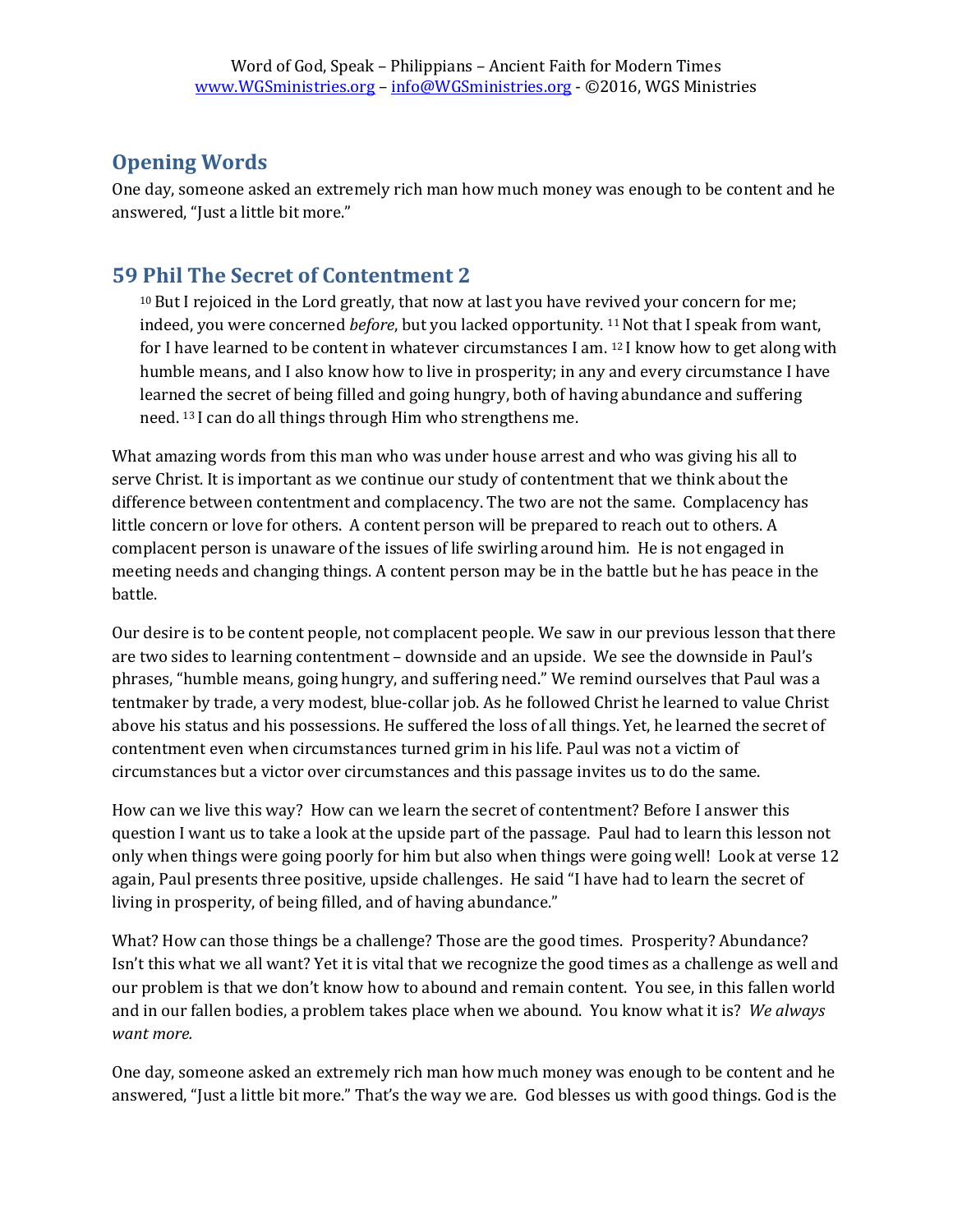## Opening Words

One day, someone asked an extremely rich man how much money was enough to be content and he answered, "Just a little bit more."

## 59 Phil The Secret of Contentment 2

> [10] But I rejoiced in the Lord greatly, that now at last you have revived your concern for me; indeed, you were concerned *before*, but you lacked opportunity. [11] Not that I speak from want, for I have learned to be content in whatever circumstances I am. [12] I know how to get along with humble means, and I also know how to live in prosperity; in any and every circumstance I have learned the secret of being filled and going hungry, both of having abundance and suffering need. [13] I can do all things through Him who strengthens me.

What amazing words from this man who was under house arrest and who was giving his all to serve Christ. It is important as we continue our study of contentment that we think about the difference between contentment and complacency. The two are not the same. Complacency has little concern or love for others. A content person will be prepared to reach out to others. A complacent person is unaware of the issues of life swirling around him. He is not engaged in meeting needs and changing things. A content person may be in the battle but he has peace in the battle.

Our desire is to be content people, not complacent people. We saw in our previous lesson that there are two sides to learning contentment – downside and an upside. We see the downside in Paul's phrases, "humble means, going hungry, and suffering need." We remind ourselves that Paul was a tentmaker by trade, a very modest, blue-collar job. As he followed Christ he learned to value Christ above his status and his possessions. He suffered the loss of all things. Yet, he learned the secret of contentment even when circumstances turned grim in his life. Paul was not a victim of circumstances but a victor over circumstances and this passage invites us to do the same.

How can we live this way? How can we learn the secret of contentment? Before I answer this question I want us to take a look at the upside part of the passage. Paul had to learn this lesson not only when things were going poorly for him but also when things were going well! Look at verse 12 again, Paul presents three positive, upside challenges. He said "I have had to learn the secret of living in prosperity, of being filled, and of having abundance."

What? How can those things be a challenge? Those are the good times. Prosperity? Abundance? Isn't this what we all want? Yet it is vital that we recognize the good times as a challenge as well and our problem is that we don't know how to abound and remain content. You see, in this fallen world and in our fallen bodies, a problem takes place when we abound. You know what it is? *We always want more.*

One day, someone asked an extremely rich man how much money was enough to be content and he answered, "Just a little bit more." That's the way we are. God blesses us with good things. God is the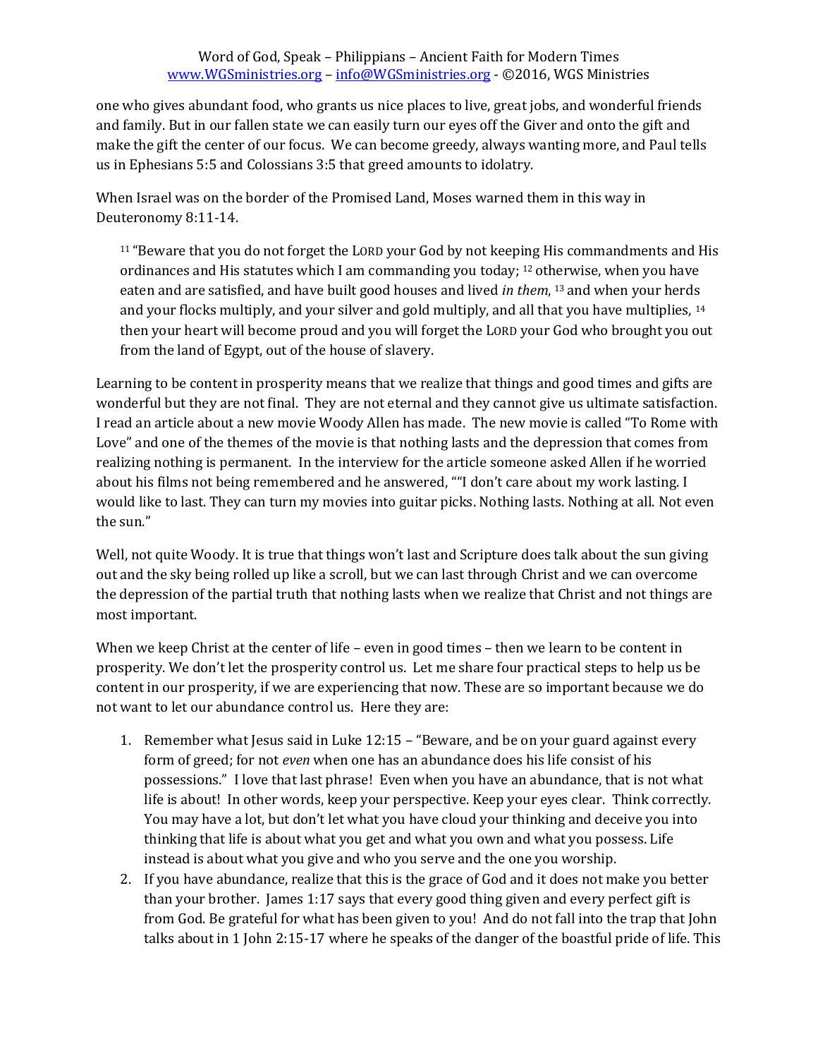one who gives abundant food, who grants us nice places to live, great jobs, and wonderful friends and family. But in our fallen state we can easily turn our eyes off the Giver and onto the gift and make the gift the center of our focus. We can become greedy, always wanting more, and Paul tells us in Ephesians 5:5 and Colossians 3:5 that greed amounts to idolatry.

When Israel was on the border of the Promised Land, Moses warned them in this way in Deuteronomy 8:11-14.

> 11 "Beware that you do not forget the LORD your God by not keeping His commandments and His ordinances and His statutes which I am commanding you today; 12 otherwise, when you have eaten and are satisfied, and have built good houses and lived *in them*, 13 and when your herds and your flocks multiply, and your silver and gold multiply, and all that you have multiplies, 14 then your heart will become proud and you will forget the LORD your God who brought you out from the land of Egypt, out of the house of slavery.

Learning to be content in prosperity means that we realize that things and good times and gifts are wonderful but they are not final. They are not eternal and they cannot give us ultimate satisfaction. I read an article about a new movie Woody Allen has made. The new movie is called "To Rome with Love" and one of the themes of the movie is that nothing lasts and the depression that comes from realizing nothing is permanent. In the interview for the article someone asked Allen if he worried about his films not being remembered and he answered, ""I don't care about my work lasting. I would like to last. They can turn my movies into guitar picks. Nothing lasts. Nothing at all. Not even the sun."

Well, not quite Woody. It is true that things won't last and Scripture does talk about the sun giving out and the sky being rolled up like a scroll, but we can last through Christ and we can overcome the depression of the partial truth that nothing lasts when we realize that Christ and not things are most important.

When we keep Christ at the center of life – even in good times – then we learn to be content in prosperity. We don't let the prosperity control us. Let me share four practical steps to help us be content in our prosperity, if we are experiencing that now. These are so important because we do not want to let our abundance control us. Here they are:

1. Remember what Jesus said in Luke 12:15 – "Beware, and be on your guard against every form of greed; for not *even* when one has an abundance does his life consist of his possessions." I love that last phrase! Even when you have an abundance, that is not what life is about! In other words, keep your perspective. Keep your eyes clear. Think correctly. You may have a lot, but don't let what you have cloud your thinking and deceive you into thinking that life is about what you get and what you own and what you possess. Life instead is about what you give and who you serve and the one you worship.
2. If you have abundance, realize that this is the grace of God and it does not make you better than your brother. James 1:17 says that every good thing given and every perfect gift is from God. Be grateful for what has been given to you! And do not fall into the trap that John talks about in 1 John 2:15-17 where he speaks of the danger of the boastful pride of life. This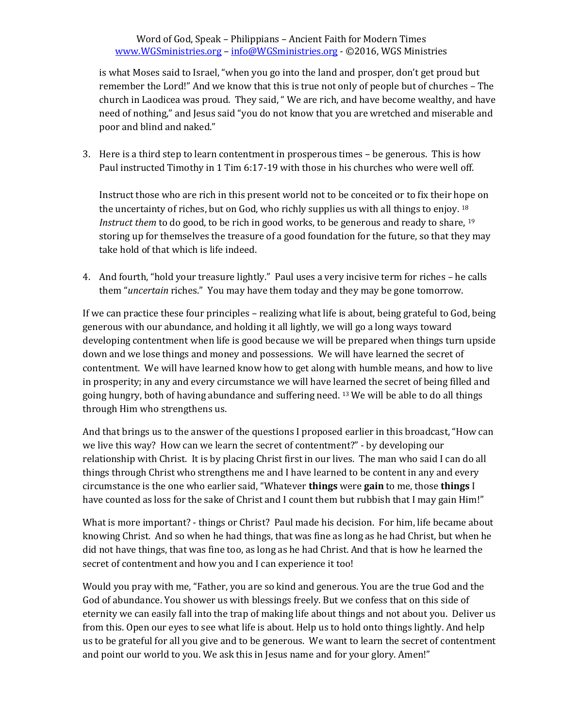is what Moses said to Israel, "when you go into the land and prosper, don't get proud but remember the Lord!" And we know that this is true not only of people but of churches – The church in Laodicea was proud. They said, " We are rich, and have become wealthy, and have need of nothing," and Jesus said "you do not know that you are wretched and miserable and poor and blind and naked."

3. Here is a third step to learn contentment in prosperous times – be generous. This is how Paul instructed Timothy in 1 Tim 6:17-19 with those in his churches who were well off.

   Instruct those who are rich in this present world not to be conceited or to fix their hope on the uncertainty of riches, but on God, who richly supplies us with all things to enjoy. [18] *Instruct them* to do good, to be rich in good works, to be generous and ready to share, [19] storing up for themselves the treasure of a good foundation for the future, so that they may take hold of that which is life indeed.

4. And fourth, "hold your treasure lightly." Paul uses a very incisive term for riches – he calls them "*uncertain* riches." You may have them today and they may be gone tomorrow.

If we can practice these four principles – realizing what life is about, being grateful to God, being generous with our abundance, and holding it all lightly, we will go a long ways toward developing contentment when life is good because we will be prepared when things turn upside down and we lose things and money and possessions. We will have learned the secret of contentment. We will have learned know how to get along with humble means, and how to live in prosperity; in any and every circumstance we will have learned the secret of being filled and going hungry, both of having abundance and suffering need. [13] We will be able to do all things through Him who strengthens us.

And that brings us to the answer of the questions I proposed earlier in this broadcast, "How can we live this way? How can we learn the secret of contentment?" - by developing our relationship with Christ. It is by placing Christ first in our lives. The man who said I can do all things through Christ who strengthens me and I have learned to be content in any and every circumstance is the one who earlier said, "Whatever **things** were **gain** to me, those **things** I have counted as loss for the sake of Christ and I count them but rubbish that I may gain Him!"

What is more important? - things or Christ? Paul made his decision. For him, life became about knowing Christ. And so when he had things, that was fine as long as he had Christ, but when he did not have things, that was fine too, as long as he had Christ. And that is how he learned the secret of contentment and how you and I can experience it too!

Would you pray with me, "Father, you are so kind and generous. You are the true God and the God of abundance. You shower us with blessings freely. But we confess that on this side of eternity we can easily fall into the trap of making life about things and not about you. Deliver us from this. Open our eyes to see what life is about. Help us to hold onto things lightly. And help us to be grateful for all you give and to be generous. We want to learn the secret of contentment and point our world to you. We ask this in Jesus name and for your glory. Amen!"